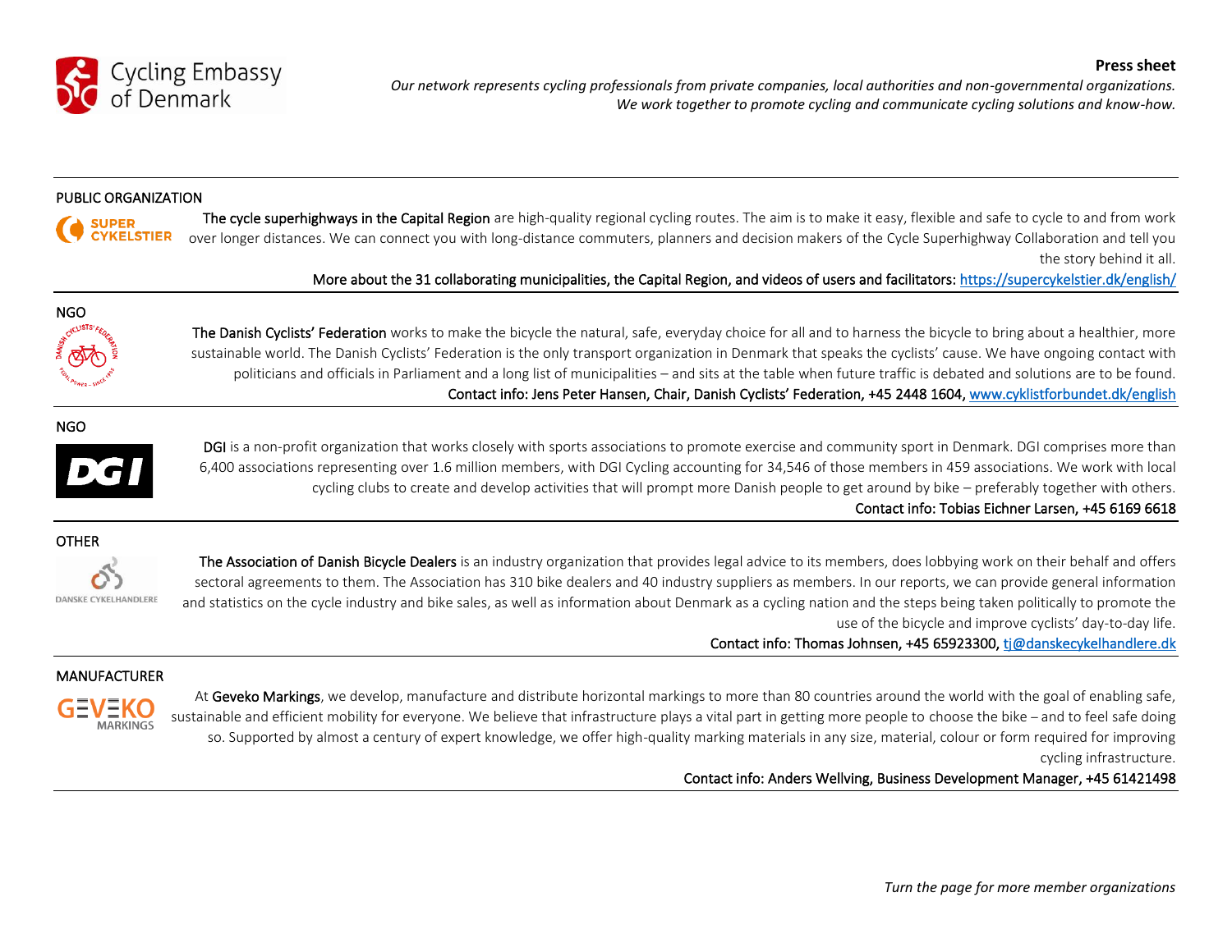Cycling Embassy of Denmark

**Press sheet**

*Our network represents cycling professionals from private companies, local authorities and non-governmental organizations. We work together to promote cycling and communicate cycling solutions and know-how.*

---

PUBLIC ORGANIZATION

SUPER CYKELSTIER

The cycle superhighways in the Capital Region are high-quality regional cycling routes. The aim is to make it easy, flexible and safe to cycle to and from work over longer distances. We can connect you with long-distance commuters, planners and decision makers of the Cycle Superhighway Collaboration and tell you the story behind it all.

More about the 31 collaborating municipalities, the Capital Region, and videos of users and facilitators: https://supercykelstier.dk/english/

---

NGO

The Danish Cyclists' Federation works to make the bicycle the natural, safe, everyday choice for all and to harness the bicycle to bring about a healthier, more sustainable world. The Danish Cyclists' Federation is the only transport organization in Denmark that speaks the cyclists' cause. We have ongoing contact with politicians and officials in Parliament and a long list of municipalities – and sits at the table when future traffic is debated and solutions are to be found.

Contact info: Jens Peter Hansen, Chair, Danish Cyclists' Federation, +45 2448 1604, www.cyklistforbundet.dk/english

---

NGO

DGI

DGI is a non-profit organization that works closely with sports associations to promote exercise and community sport in Denmark. DGI comprises more than 6,400 associations representing over 1.6 million members, with DGI Cycling accounting for 34,546 of those members in 459 associations. We work with local cycling clubs to create and develop activities that will prompt more Danish people to get around by bike – preferably together with others.

Contact info: Tobias Eichner Larsen, +45 6169 6618

---

OTHER

DANSKE CYKELHANDLERE

The Association of Danish Bicycle Dealers is an industry organization that provides legal advice to its members, does lobbying work on their behalf and offers sectoral agreements to them. The Association has 310 bike dealers and 40 industry suppliers as members. In our reports, we can provide general information and statistics on the cycle industry and bike sales, as well as information about Denmark as a cycling nation and the steps being taken politically to promote the use of the bicycle and improve cyclists' day-to-day life.

Contact info: Thomas Johnsen, +45 65923300, tj@danskecykelhandlere.dk

---

MANUFACTURER

GEVEKO MARKINGS

At Geveko Markings, we develop, manufacture and distribute horizontal markings to more than 80 countries around the world with the goal of enabling safe, sustainable and efficient mobility for everyone. We believe that infrastructure plays a vital part in getting more people to choose the bike – and to feel safe doing so. Supported by almost a century of expert knowledge, we offer high-quality marking materials in any size, material, colour or form required for improving cycling infrastructure.

Contact info: Anders Wellving, Business Development Manager, +45 61421498

---

*Turn the page for more member organizations*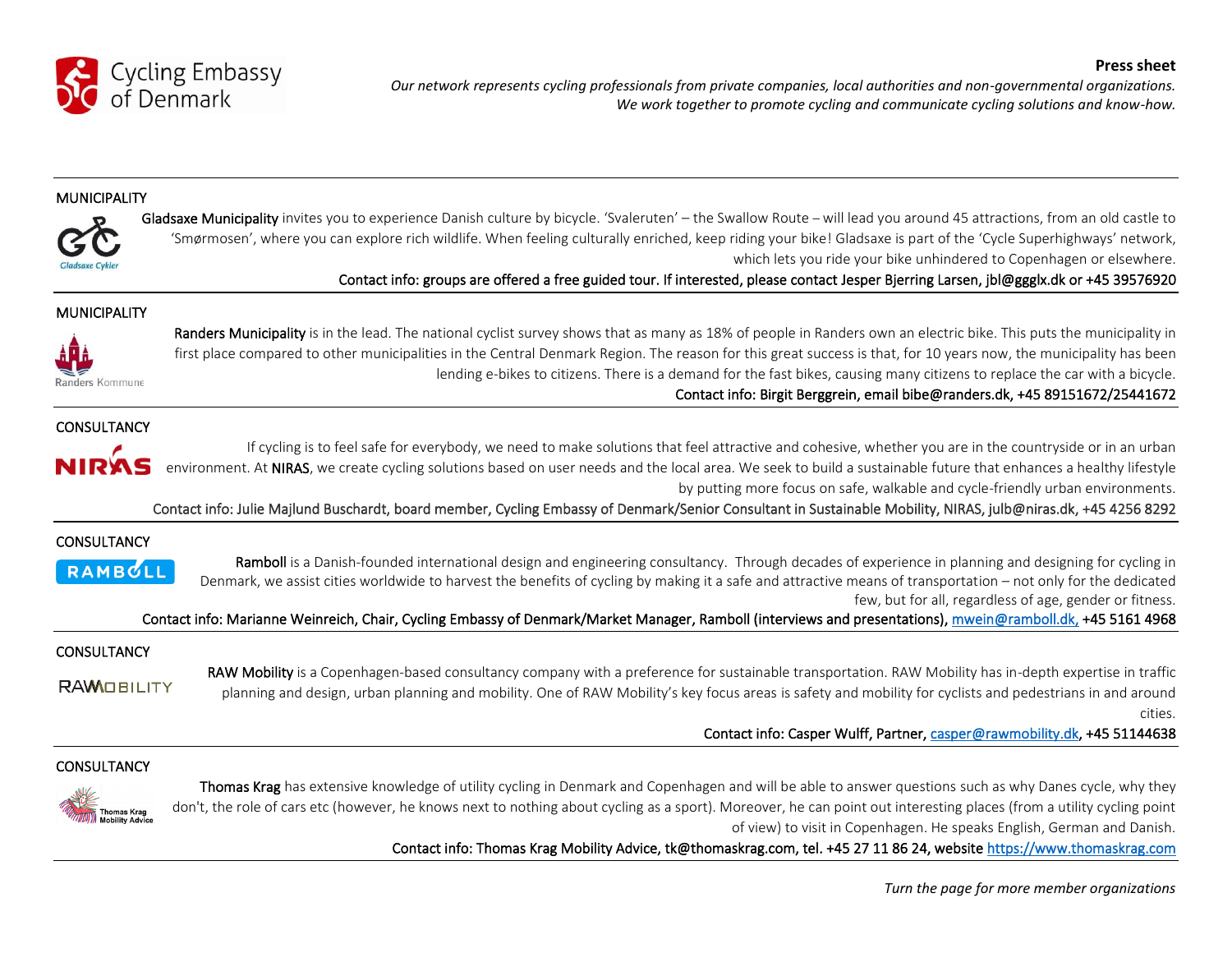# Cycling Embassy of Denmark

**Press sheet**

*Our network represents cycling professionals from private companies, local authorities and non-governmental organizations. We work together to promote cycling and communicate cycling solutions and know-how.*

---

MUNICIPALITY

**Gladsaxe Municipality** invites you to experience Danish culture by bicycle. 'Svaleruten' – the Swallow Route – will lead you around 45 attractions, from an old castle to 'Smørmosen', where you can explore rich wildlife. When feeling culturally enriched, keep riding your bike! Gladsaxe is part of the 'Cycle Superhighways' network, which lets you ride your bike unhindered to Copenhagen or elsewhere.

Contact info: groups are offered a free guided tour. If interested, please contact Jesper Bjerring Larsen, jbl@ggglx.dk or +45 39576920

---

MUNICIPALITY

**Randers Municipality** is in the lead. The national cyclist survey shows that as many as 18% of people in Randers own an electric bike. This puts the municipality in first place compared to other municipalities in the Central Denmark Region. The reason for this great success is that, for 10 years now, the municipality has been lending e-bikes to citizens. There is a demand for the fast bikes, causing many citizens to replace the car with a bicycle.

Contact info: Birgit Berggrein, email bibe@randers.dk, +45 89151672/25441672

---

CONSULTANCY

If cycling is to feel safe for everybody, we need to make solutions that feel attractive and cohesive, whether you are in the countryside or in an urban environment. At **NIRAS**, we create cycling solutions based on user needs and the local area. We seek to build a sustainable future that enhances a healthy lifestyle by putting more focus on safe, walkable and cycle-friendly urban environments.

Contact info: Julie Majlund Buschardt, board member, Cycling Embassy of Denmark/Senior Consultant in Sustainable Mobility, NIRAS, julb@niras.dk, +45 4256 8292

---

CONSULTANCY

**Ramboll** is a Danish-founded international design and engineering consultancy. Through decades of experience in planning and designing for cycling in Denmark, we assist cities worldwide to harvest the benefits of cycling by making it a safe and attractive means of transportation – not only for the dedicated few, but for all, regardless of age, gender or fitness.

Contact info: Marianne Weinreich, Chair, Cycling Embassy of Denmark/Market Manager, Ramboll (interviews and presentations), mwein@ramboll.dk, +45 5161 4968

---

CONSULTANCY

**RAW Mobility** is a Copenhagen-based consultancy company with a preference for sustainable transportation. RAW Mobility has in-depth expertise in traffic planning and design, urban planning and mobility. One of RAW Mobility's key focus areas is safety and mobility for cyclists and pedestrians in and around cities.

Contact info: Casper Wulff, Partner, casper@rawmobility.dk, +45 51144638

---

CONSULTANCY

**Thomas Krag** has extensive knowledge of utility cycling in Denmark and Copenhagen and will be able to answer questions such as why Danes cycle, why they don't, the role of cars etc (however, he knows next to nothing about cycling as a sport). Moreover, he can point out interesting places (from a utility cycling point of view) to visit in Copenhagen. He speaks English, German and Danish.

Contact info: Thomas Krag Mobility Advice, tk@thomaskrag.com, tel. +45 27 11 86 24, website https://www.thomaskrag.com

---

*Turn the page for more member organizations*